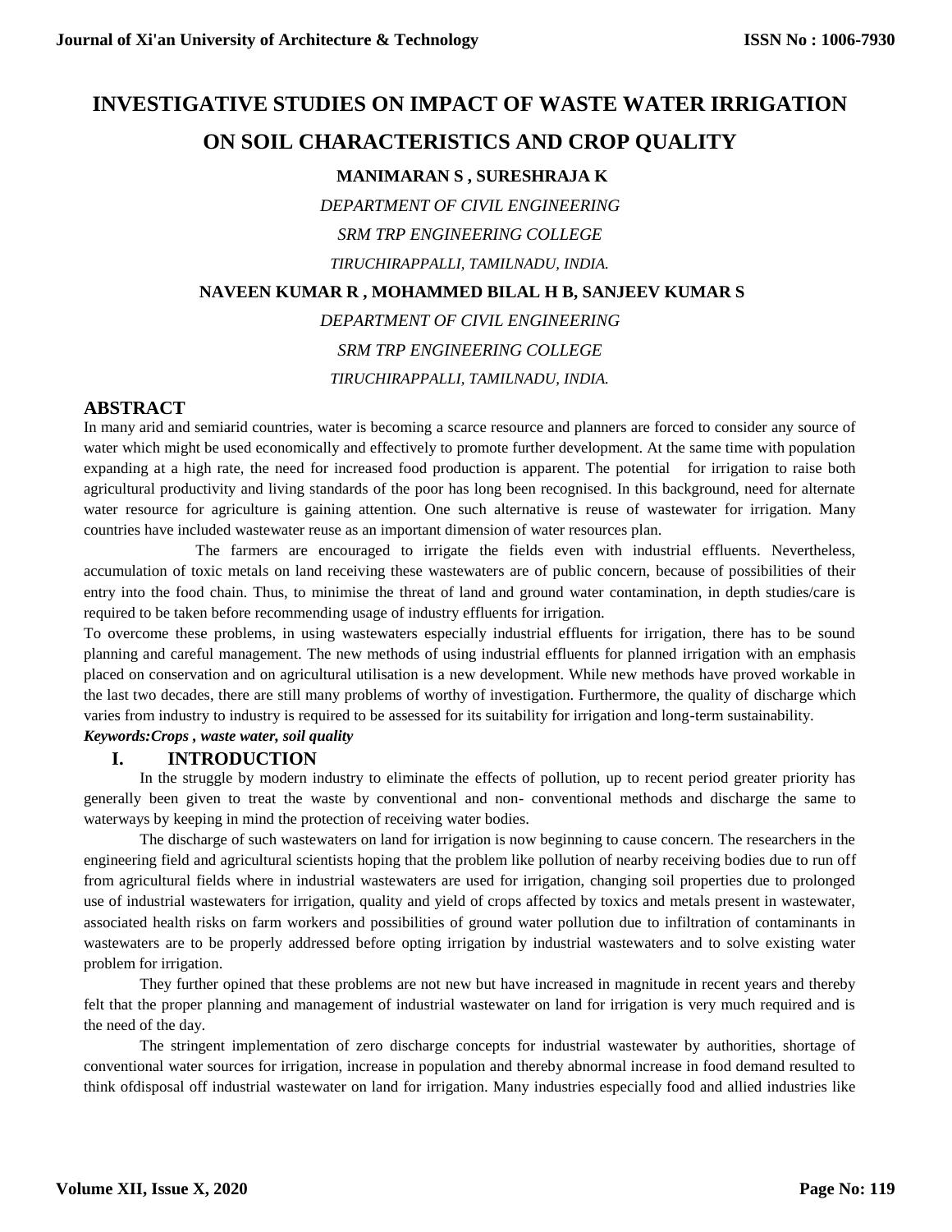# INVESTIGATIVE STUDIES ON IMPACT OF WASTE WATER IRRIGATION ON SOIL CHARACTERISTICS AND CROP QUALITY

**MANIMARAN S , SURESHRAJA K**

*DEPARTMENT OF CIVIL ENGINEERING*

*SRM TRP ENGINEERING COLLEGE*

*TIRUCHIRAPPALLI, TAMILNADU, INDIA.*

**NAVEEN KUMAR R , MOHAMMED BILAL H B, SANJEEV KUMAR S**

*DEPARTMENT OF CIVIL ENGINEERING*

*SRM TRP ENGINEERING COLLEGE*

*TIRUCHIRAPPALLI, TAMILNADU, INDIA.*

## ABSTRACT

In many arid and semiarid countries, water is becoming a scarce resource and planners are forced to consider any source of water which might be used economically and effectively to promote further development. At the same time with population expanding at a high rate, the need for increased food production is apparent. The potential for irrigation to raise both agricultural productivity and living standards of the poor has long been recognised. In this background, need for alternate water resource for agriculture is gaining attention. One such alternative is reuse of wastewater for irrigation. Many countries have included wastewater reuse as an important dimension of water resources plan.

The farmers are encouraged to irrigate the fields even with industrial effluents. Nevertheless, accumulation of toxic metals on land receiving these wastewaters are of public concern, because of possibilities of their entry into the food chain. Thus, to minimise the threat of land and ground water contamination, in depth studies/care is required to be taken before recommending usage of industry effluents for irrigation.

To overcome these problems, in using wastewaters especially industrial effluents for irrigation, there has to be sound planning and careful management. The new methods of using industrial effluents for planned irrigation with an emphasis placed on conservation and on agricultural utilisation is a new development. While new methods have proved workable in the last two decades, there are still many problems of worthy of investigation. Furthermore, the quality of discharge which varies from industry to industry is required to be assessed for its suitability for irrigation and long-term sustainability.

***Keywords:Crops , waste water, soil quality***

## I. INTRODUCTION

In the struggle by modern industry to eliminate the effects of pollution, up to recent period greater priority has generally been given to treat the waste by conventional and non- conventional methods and discharge the same to waterways by keeping in mind the protection of receiving water bodies.

The discharge of such wastewaters on land for irrigation is now beginning to cause concern. The researchers in the engineering field and agricultural scientists hoping that the problem like pollution of nearby receiving bodies due to run off from agricultural fields where in industrial wastewaters are used for irrigation, changing soil properties due to prolonged use of industrial wastewaters for irrigation, quality and yield of crops affected by toxics and metals present in wastewater, associated health risks on farm workers and possibilities of ground water pollution due to infiltration of contaminants in wastewaters are to be properly addressed before opting irrigation by industrial wastewaters and to solve existing water problem for irrigation.

They further opined that these problems are not new but have increased in magnitude in recent years and thereby felt that the proper planning and management of industrial wastewater on land for irrigation is very much required and is the need of the day.

The stringent implementation of zero discharge concepts for industrial wastewater by authorities, shortage of conventional water sources for irrigation, increase in population and thereby abnormal increase in food demand resulted to think ofdisposal off industrial wastewater on land for irrigation. Many industries especially food and allied industries like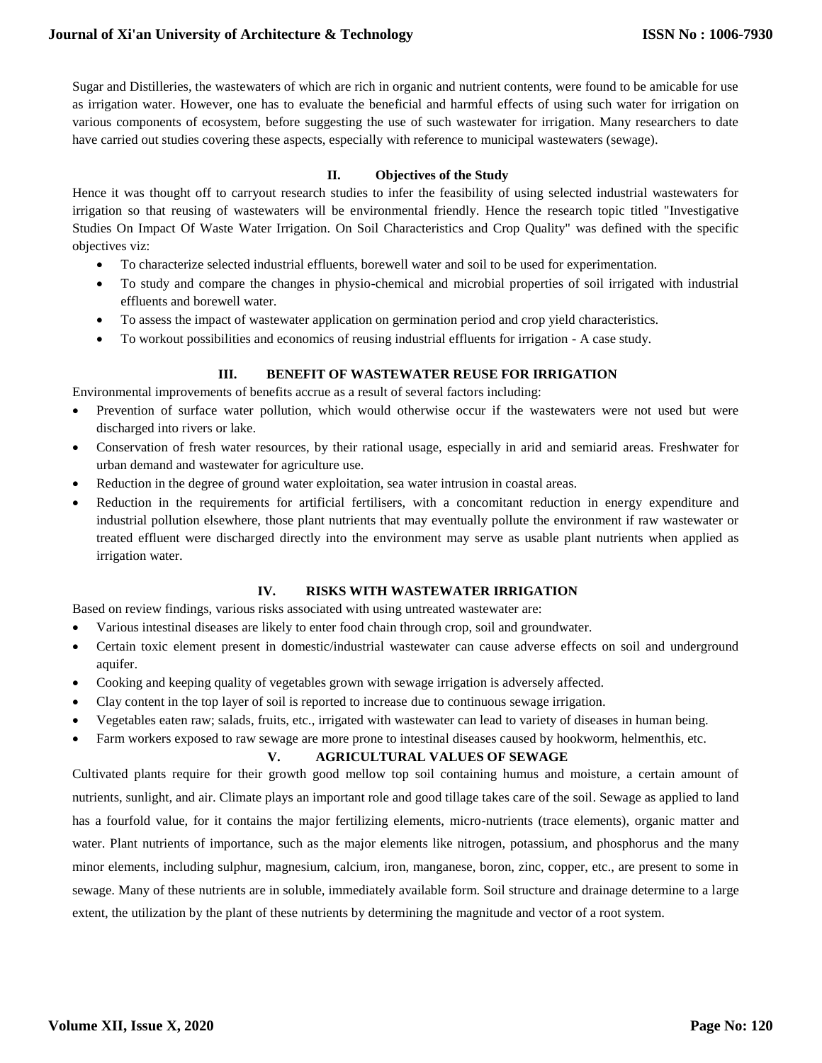Sugar and Distilleries, the wastewaters of which are rich in organic and nutrient contents, were found to be amicable for use as irrigation water. However, one has to evaluate the beneficial and harmful effects of using such water for irrigation on various components of ecosystem, before suggesting the use of such wastewater for irrigation. Many researchers to date have carried out studies covering these aspects, especially with reference to municipal wastewaters (sewage).

## II. Objectives of the Study

Hence it was thought off to carryout research studies to infer the feasibility of using selected industrial wastewaters for irrigation so that reusing of wastewaters will be environmental friendly. Hence the research topic titled "Investigative Studies On Impact Of Waste Water Irrigation. On Soil Characteristics and Crop Quality" was defined with the specific objectives viz:

- To characterize selected industrial effluents, borewell water and soil to be used for experimentation.
- To study and compare the changes in physio-chemical and microbial properties of soil irrigated with industrial effluents and borewell water.
- To assess the impact of wastewater application on germination period and crop yield characteristics.
- To workout possibilities and economics of reusing industrial effluents for irrigation - A case study.

## III. BENEFIT OF WASTEWATER REUSE FOR IRRIGATION

Environmental improvements of benefits accrue as a result of several factors including:

- Prevention of surface water pollution, which would otherwise occur if the wastewaters were not used but were discharged into rivers or lake.
- Conservation of fresh water resources, by their rational usage, especially in arid and semiarid areas. Freshwater for urban demand and wastewater for agriculture use.
- Reduction in the degree of ground water exploitation, sea water intrusion in coastal areas.
- Reduction in the requirements for artificial fertilisers, with a concomitant reduction in energy expenditure and industrial pollution elsewhere, those plant nutrients that may eventually pollute the environment if raw wastewater or treated effluent were discharged directly into the environment may serve as usable plant nutrients when applied as irrigation water.

## IV. RISKS WITH WASTEWATER IRRIGATION

Based on review findings, various risks associated with using untreated wastewater are:

- Various intestinal diseases are likely to enter food chain through crop, soil and groundwater.
- Certain toxic element present in domestic/industrial wastewater can cause adverse effects on soil and underground aquifer.
- Cooking and keeping quality of vegetables grown with sewage irrigation is adversely affected.
- Clay content in the top layer of soil is reported to increase due to continuous sewage irrigation.
- Vegetables eaten raw; salads, fruits, etc., irrigated with wastewater can lead to variety of diseases in human being.
- Farm workers exposed to raw sewage are more prone to intestinal diseases caused by hookworm, helmenthis, etc.

## V. AGRICULTURAL VALUES OF SEWAGE

Cultivated plants require for their growth good mellow top soil containing humus and moisture, a certain amount of nutrients, sunlight, and air. Climate plays an important role and good tillage takes care of the soil. Sewage as applied to land has a fourfold value, for it contains the major fertilizing elements, micro-nutrients (trace elements), organic matter and water. Plant nutrients of importance, such as the major elements like nitrogen, potassium, and phosphorus and the many minor elements, including sulphur, magnesium, calcium, iron, manganese, boron, zinc, copper, etc., are present to some in sewage. Many of these nutrients are in soluble, immediately available form. Soil structure and drainage determine to a large extent, the utilization by the plant of these nutrients by determining the magnitude and vector of a root system.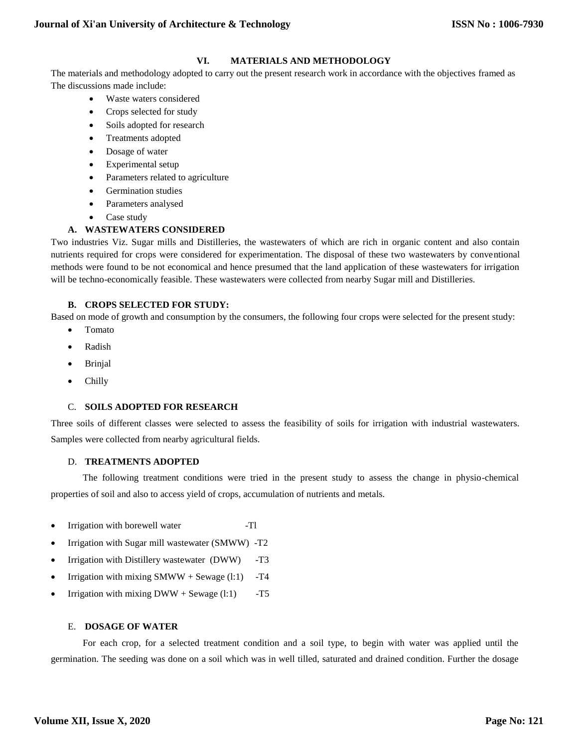## VI. MATERIALS AND METHODOLOGY

The materials and methodology adopted to carry out the present research work in accordance with the objectives framed as The discussions made include:

- Waste waters considered
- Crops selected for study
- Soils adopted for research
- Treatments adopted
- Dosage of water
- Experimental setup
- Parameters related to agriculture
- Germination studies
- Parameters analysed
- Case study

### A. WASTEWATERS CONSIDERED

Two industries Viz. Sugar mills and Distilleries, the wastewaters of which are rich in organic content and also contain nutrients required for crops were considered for experimentation. The disposal of these two wastewaters by conventional methods were found to be not economical and hence presumed that the land application of these wastewaters for irrigation will be techno-economically feasible. These wastewaters were collected from nearby Sugar mill and Distilleries.

### B. CROPS SELECTED FOR STUDY:

Based on mode of growth and consumption by the consumers, the following four crops were selected for the present study:

- Tomato
- Radish
- Brinjal
- Chilly

### C. SOILS ADOPTED FOR RESEARCH

Three soils of different classes were selected to assess the feasibility of soils for irrigation with industrial wastewaters. Samples were collected from nearby agricultural fields.

### D. TREATMENTS ADOPTED

The following treatment conditions were tried in the present study to assess the change in physio-chemical properties of soil and also to access yield of crops, accumulation of nutrients and metals.

- Irrigation with borewell water -Tl
- Irrigation with Sugar mill wastewater (SMWW) -T2
- Irrigation with Distillery wastewater (DWW) -T3
- Irrigation with mixing SMWW + Sewage (l:1) -T4
- Irrigation with mixing DWW + Sewage (l:1) -T5

### E. DOSAGE OF WATER

For each crop, for a selected treatment condition and a soil type, to begin with water was applied until the germination. The seeding was done on a soil which was in well tilled, saturated and drained condition. Further the dosage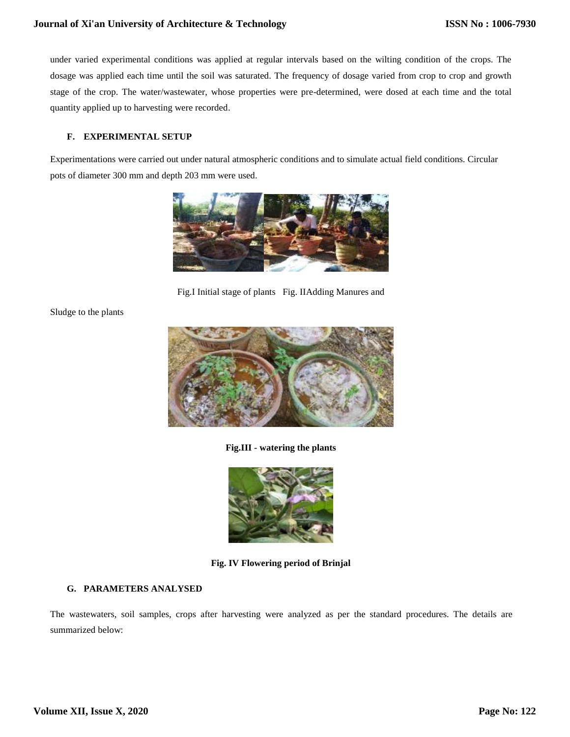under varied experimental conditions was applied at regular intervals based on the wilting condition of the crops. The dosage was applied each time until the soil was saturated. The frequency of dosage varied from crop to crop and growth stage of the crop. The water/wastewater, whose properties were pre-determined, were dosed at each time and the total quantity applied up to harvesting were recorded.

### F. EXPERIMENTAL SETUP

Experimentations were carried out under natural atmospheric conditions and to simulate actual field conditions. Circular pots of diameter 300 mm and depth 203 mm were used.

Fig.I Initial stage of plants Fig. IIAdding Manures and

Sludge to the plants

**Fig.III - watering the plants**

**Fig. IV Flowering period of Brinjal**

### G. PARAMETERS ANALYSED

The wastewaters, soil samples, crops after harvesting were analyzed as per the standard procedures. The details are summarized below: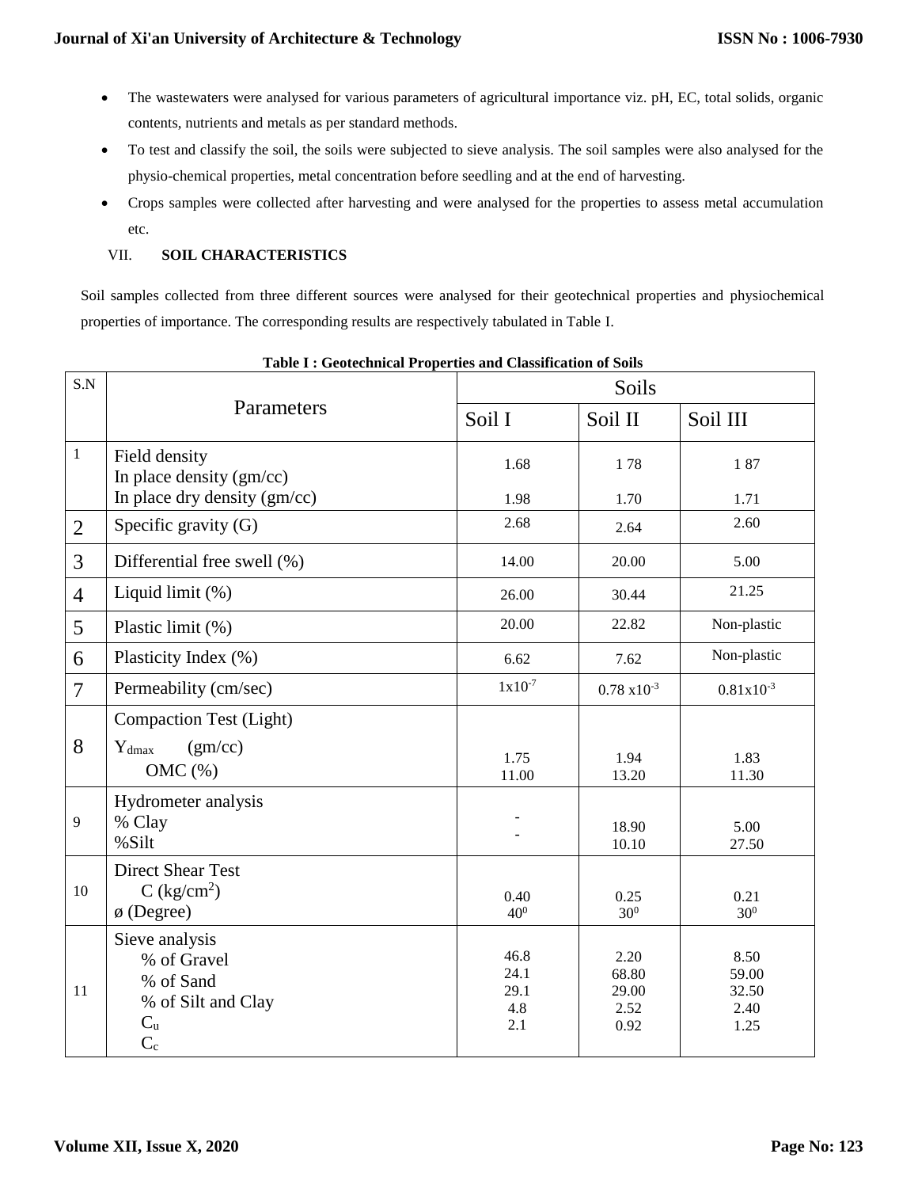- The wastewaters were analysed for various parameters of agricultural importance viz. pH, EC, total solids, organic contents, nutrients and metals as per standard methods.
- To test and classify the soil, the soils were subjected to sieve analysis. The soil samples were also analysed for the physio-chemical properties, metal concentration before seedling and at the end of harvesting.
- Crops samples were collected after harvesting and were analysed for the properties to assess metal accumulation etc.

## VII. SOIL CHARACTERISTICS

Soil samples collected from three different sources were analysed for their geotechnical properties and physiochemical properties of importance. The corresponding results are respectively tabulated in Table I.

**Table I : Geotechnical Properties and Classification of Soils**

| S.N | Parameters | Soils | | |
|---|---|---|---|---|
| | | Soil I | Soil II | Soil III |
| 1 | Field density<br>In place density (gm/cc)<br>In place dry density (gm/cc) | 1.68<br>1.98 | 1 78<br>1.70 | 1 87<br>1.71 |
| 2 | Specific gravity (G) | 2.68 | 2.64 | 2.60 |
| 3 | Differential free swell (%) | 14.00 | 20.00 | 5.00 |
| 4 | Liquid limit (%) | 26.00 | 30.44 | 21.25 |
| 5 | Plastic limit (%) | 20.00 | 22.82 | Non-plastic |
| 6 | Plasticity Index (%) | 6.62 | 7.62 | Non-plastic |
| 7 | Permeability (cm/sec) | $1x10^{-7}$ | $0.78 x10^{-3}$ | $0.81x10^{-3}$ |
| 8 | Compaction Test (Light)<br>$Y_{dmax}$ (gm/cc)<br>OMC (%) | 1.75<br>11.00 | 1.94<br>13.20 | 1.83<br>11.30 |
| 9 | Hydrometer analysis<br>% Clay<br>%Silt | -<br>- | 18.90<br>10.10 | 5.00<br>27.50 |
| 10 | Direct Shear Test<br>C ($kg/cm^2$)<br>ø (Degree) | 0.40<br>$40^0$ | 0.25<br>$30^0$ | 0.21<br>$30^0$ |
| 11 | Sieve analysis<br>% of Gravel<br>% of Sand<br>% of Silt and Clay<br>$C_u$<br>$C_c$ | 46.8<br>24.1<br>29.1<br>4.8<br>2.1 | 2.20<br>68.80<br>29.00<br>2.52<br>0.92 | 8.50<br>59.00<br>32.50<br>2.40<br>1.25 |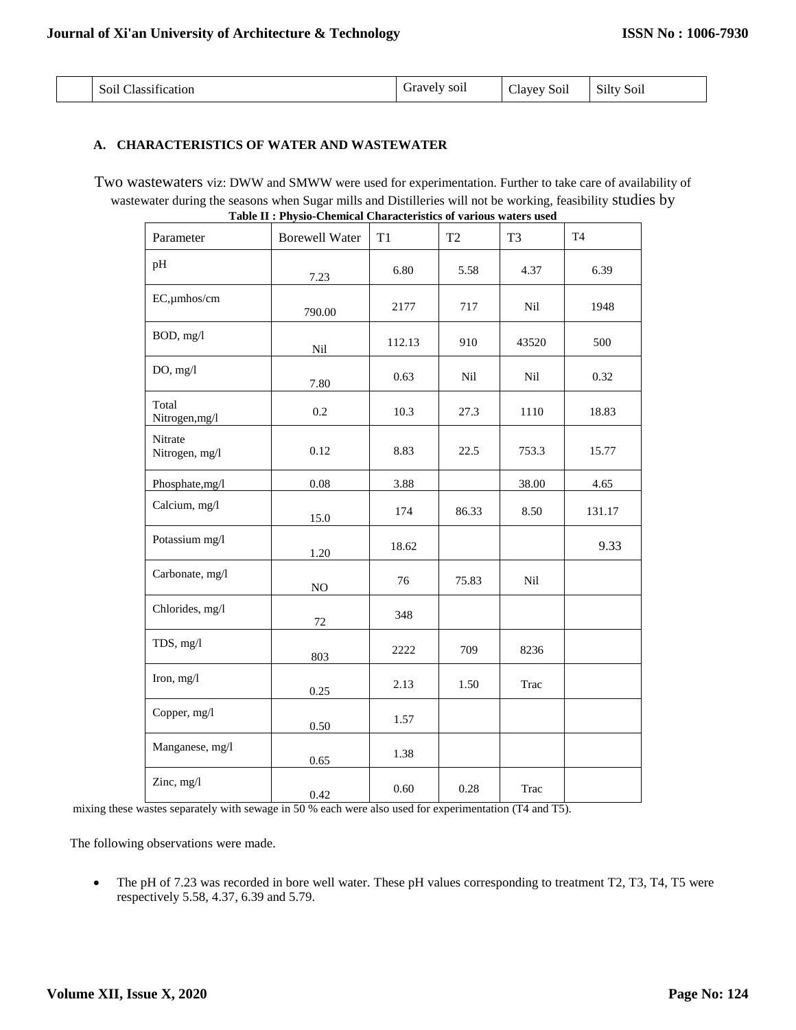| | Soil Classification | Gravely soil | Clayey Soil | Silty Soil |
|---|---|---|---|---|

### A. CHARACTERISTICS OF WATER AND WASTEWATER

Two wastewaters viz: DWW and SMWW were used for experimentation. Further to take care of availability of wastewater during the seasons when Sugar mills and Distilleries will not be working, feasibility studies by mixing these wastes separately with sewage in 50 % each were also used for experimentation (T4 and T5).

**Table II : Physio-Chemical Characteristics of various waters used**

| Parameter | Borewell Water | T1 | T2 | T3 | T4 |
|---|---|---|---|---|---|
| pH | 7.23 | 6.80 | 5.58 | 4.37 | 6.39 |
| EC,µmhos/cm | 790.00 | 2177 | 717 | Nil | 1948 |
| BOD, mg/l | Nil | 112.13 | 910 | 43520 | 500 |
| DO, mg/l | 7.80 | 0.63 | Nil | Nil | 0.32 |
| Total Nitrogen,mg/l | 0.2 | 10.3 | 27.3 | 1110 | 18.83 |
| Nitrate Nitrogen, mg/l | 0.12 | 8.83 | 22.5 | 753.3 | 15.77 |
| Phosphate,mg/l | 0.08 | 3.88 | | 38.00 | 4.65 |
| Calcium, mg/l | 15.0 | 174 | 86.33 | 8.50 | 131.17 |
| Potassium mg/l | 1.20 | 18.62 | | | 9.33 |
| Carbonate, mg/l | NO | 76 | 75.83 | Nil | |
| Chlorides, mg/l | 72 | 348 | | | |
| TDS, mg/l | 803 | 2222 | 709 | 8236 | |
| Iron, mg/l | 0.25 | 2.13 | 1.50 | Trac | |
| Copper, mg/l | 0.50 | 1.57 | | | |
| Manganese, mg/l | 0.65 | 1.38 | | | |
| Zinc, mg/l | 0.42 | 0.60 | 0.28 | Trac | |

The following observations were made.

- The pH of 7.23 was recorded in bore well water. These pH values corresponding to treatment T2, T3, T4, T5 were respectively 5.58, 4.37, 6.39 and 5.79.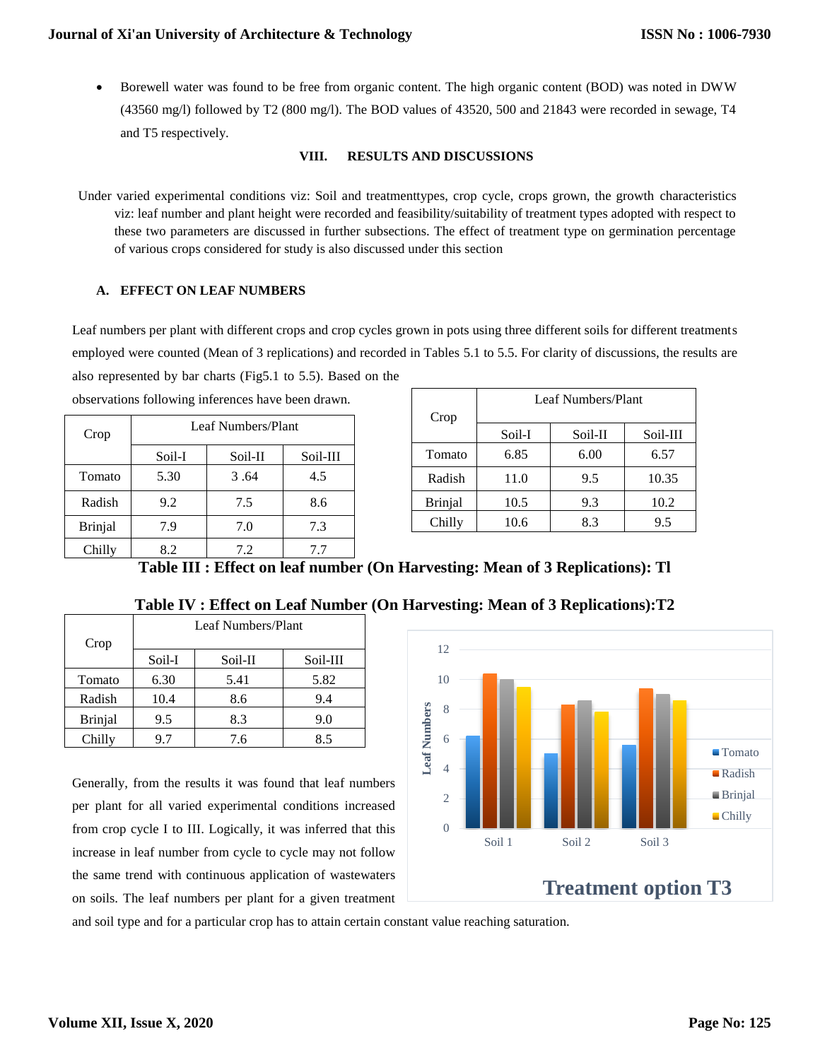- Borewell water was found to be free from organic content. The high organic content (BOD) was noted in DWW (43560 mg/l) followed by T2 (800 mg/l). The BOD values of 43520, 500 and 21843 were recorded in sewage, T4 and T5 respectively.

## VIII. RESULTS AND DISCUSSIONS

Under varied experimental conditions viz: Soil and treatmenttypes, crop cycle, crops grown, the growth characteristics viz: leaf number and plant height were recorded and feasibility/suitability of treatment types adopted with respect to these two parameters are discussed in further subsections. The effect of treatment type on germination percentage of various crops considered for study is also discussed under this section

### A. EFFECT ON LEAF NUMBERS

Leaf numbers per plant with different crops and crop cycles grown in pots using three different soils for different treatments employed were counted (Mean of 3 replications) and recorded in Tables 5.1 to 5.5. For clarity of discussions, the results are also represented by bar charts (Fig5.1 to 5.5). Based on the observations following inferences have been drawn.

| Crop | Leaf Numbers/Plant | | |
|---|---|---|---|
| | Soil-I | Soil-II | Soil-III |
| Tomato | 5.30 | 3 .64 | 4.5 |
| Radish | 9.2 | 7.5 | 8.6 |
| Brinjal | 7.9 | 7.0 | 7.3 |
| Chilly | 8.2 | 7.2 | 7.7 |

| Crop | Leaf Numbers/Plant | | |
|---|---|---|---|
| | Soil-I | Soil-II | Soil-III |
| Tomato | 6.85 | 6.00 | 6.57 |
| Radish | 11.0 | 9.5 | 10.35 |
| Brinjal | 10.5 | 9.3 | 10.2 |
| Chilly | 10.6 | 8.3 | 9.5 |

**Table III : Effect on leaf number (On Harvesting: Mean of 3 Replications): Tl**

**Table IV : Effect on Leaf Number (On Harvesting: Mean of 3 Replications):T2**

| Crop | Leaf Numbers/Plant | | |
|---|---|---|---|
| | Soil-I | Soil-II | Soil-III |
| Tomato | 6.30 | 5.41 | 5.82 |
| Radish | 10.4 | 8.6 | 9.4 |
| Brinjal | 9.5 | 8.3 | 9.0 |
| Chilly | 9.7 | 7.6 | 8.5 |

Treatment option T3

Generally, from the results it was found that leaf numbers per plant for all varied experimental conditions increased from crop cycle I to III. Logically, it was inferred that this increase in leaf number from cycle to cycle may not follow the same trend with continuous application of wastewaters on soils. The leaf numbers per plant for a given treatment and soil type and for a particular crop has to attain certain constant value reaching saturation.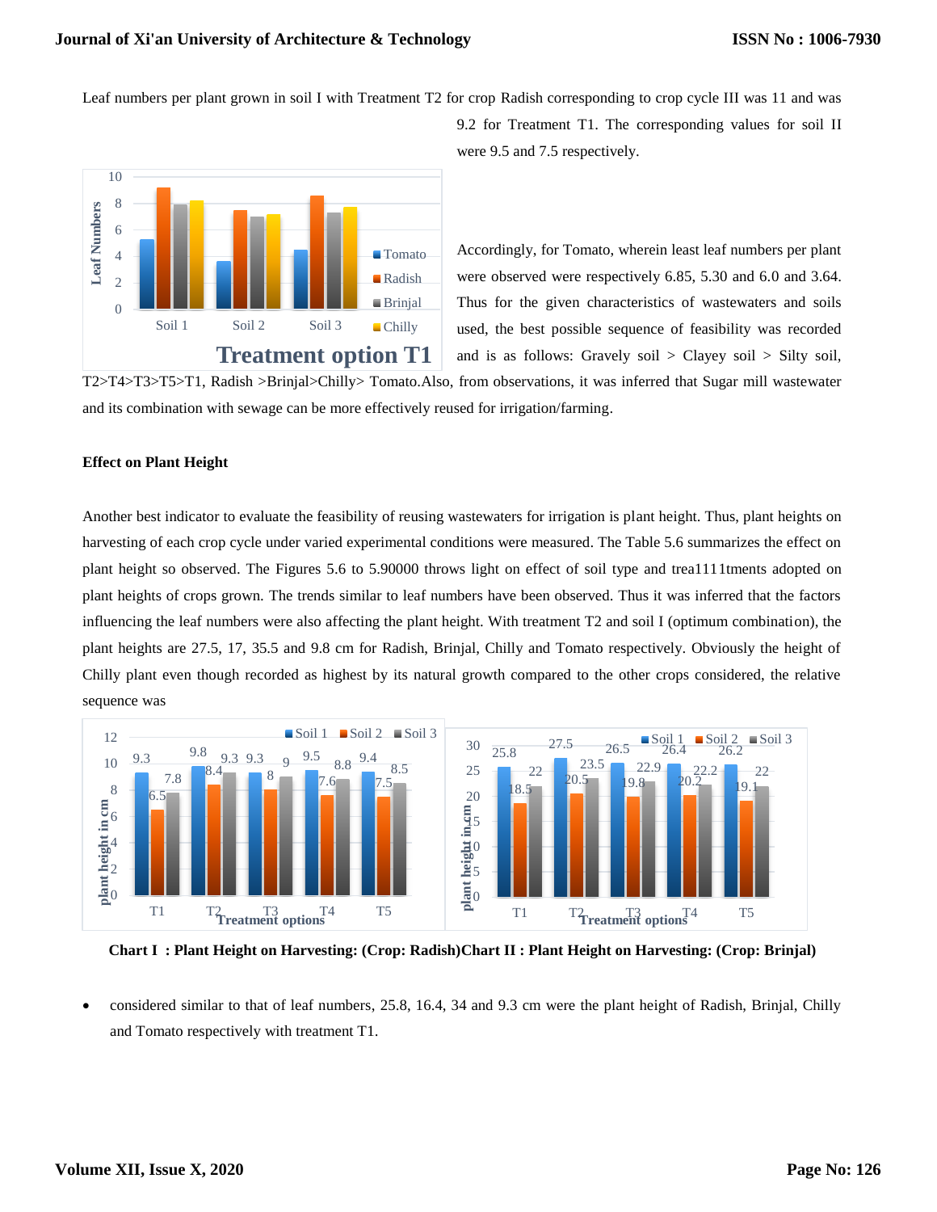Leaf numbers per plant grown in soil I with Treatment T2 for crop Radish corresponding to crop cycle III was 11 and was 9.2 for Treatment T1. The corresponding values for soil II were 9.5 and 7.5 respectively.

Accordingly, for Tomato, wherein least leaf numbers per plant were observed were respectively 6.85, 5.30 and 6.0 and 3.64. Thus for the given characteristics of wastewaters and soils used, the best possible sequence of feasibility was recorded and is as follows: Gravely soil > Clayey soil > Silty soil, T2>T4>T3>T5>T1, Radish >Brinjal>Chilly> Tomato.Also, from observations, it was inferred that Sugar mill wastewater and its combination with sewage can be more effectively reused for irrigation/farming.

**Effect on Plant Height**

Another best indicator to evaluate the feasibility of reusing wastewaters for irrigation is plant height. Thus, plant heights on harvesting of each crop cycle under varied experimental conditions were measured. The Table 5.6 summarizes the effect on plant height so observed. The Figures 5.6 to 5.90000 throws light on effect of soil type and trea1111tments adopted on plant heights of crops grown. The trends similar to leaf numbers have been observed. Thus it was inferred that the factors influencing the leaf numbers were also affecting the plant height. With treatment T2 and soil I (optimum combination), the plant heights are 27.5, 17, 35.5 and 9.8 cm for Radish, Brinjal, Chilly and Tomato respectively. Obviously the height of Chilly plant even though recorded as highest by its natural growth compared to the other crops considered, the relative sequence was

**Chart I : Plant Height on Harvesting: (Crop: Radish)Chart II : Plant Height on Harvesting: (Crop: Brinjal)**

- considered similar to that of leaf numbers, 25.8, 16.4, 34 and 9.3 cm were the plant height of Radish, Brinjal, Chilly and Tomato respectively with treatment T1.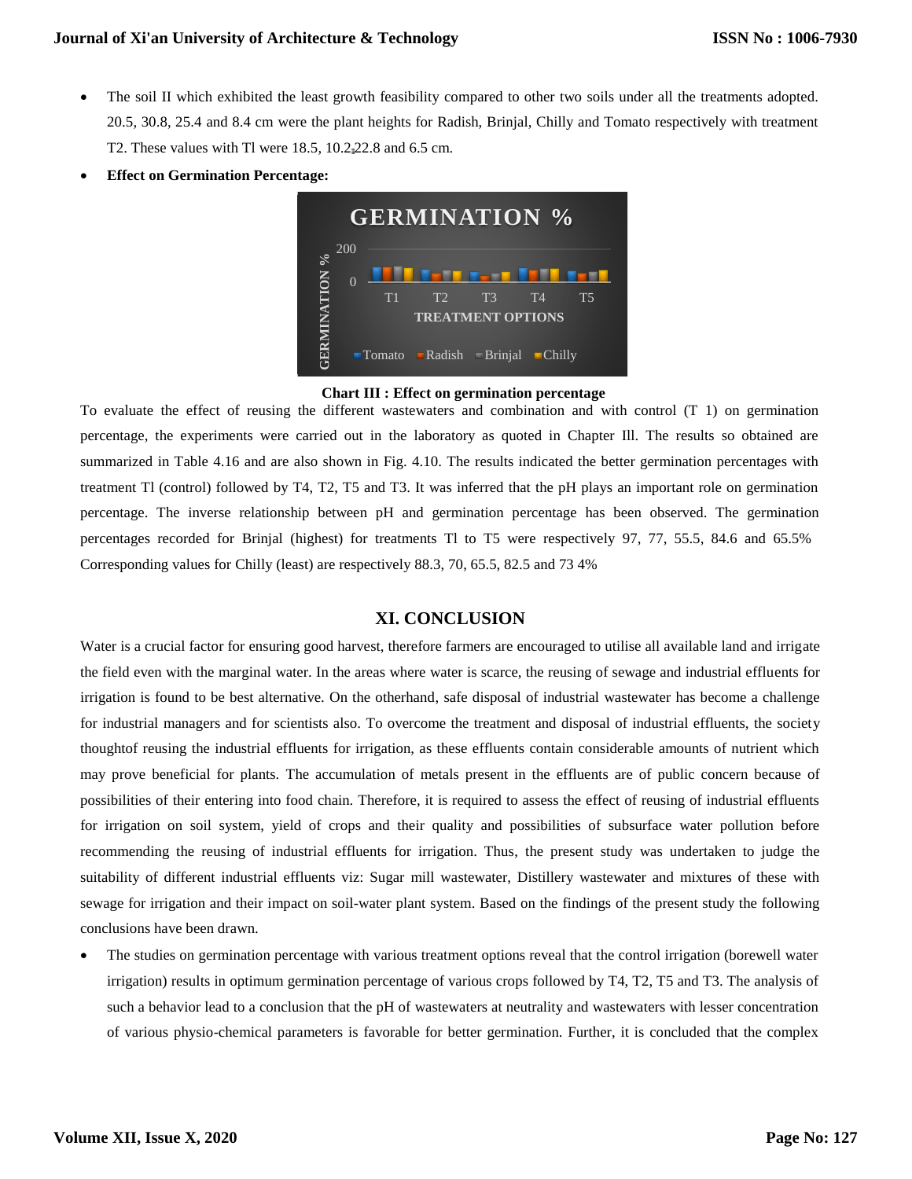- The soil II which exhibited the least growth feasibility compared to other two soils under all the treatments adopted. 20.5, 30.8, 25.4 and 8.4 cm were the plant heights for Radish, Brinjal, Chilly and Tomato respectively with treatment T2. These values with Tl were 18.5, 10.2,22.8 and 6.5 cm.
- **Effect on Germination Percentage:**

**Chart III : Effect on germination percentage**

To evaluate the effect of reusing the different wastewaters and combination and with control (T 1) on germination percentage, the experiments were carried out in the laboratory as quoted in Chapter Ill. The results so obtained are summarized in Table 4.16 and are also shown in Fig. 4.10. The results indicated the better germination percentages with treatment Tl (control) followed by T4, T2, T5 and T3. It was inferred that the pH plays an important role on germination percentage. The inverse relationship between pH and germination percentage has been observed. The germination percentages recorded for Brinjal (highest) for treatments Tl to T5 were respectively 97, 77, 55.5, 84.6 and 65.5% Corresponding values for Chilly (least) are respectively 88.3, 70, 65.5, 82.5 and 73 4%

## XI. CONCLUSION

Water is a crucial factor for ensuring good harvest, therefore farmers are encouraged to utilise all available land and irrigate the field even with the marginal water. In the areas where water is scarce, the reusing of sewage and industrial effluents for irrigation is found to be best alternative. On the otherhand, safe disposal of industrial wastewater has become a challenge for industrial managers and for scientists also. To overcome the treatment and disposal of industrial effluents, the society thoughtof reusing the industrial effluents for irrigation, as these effluents contain considerable amounts of nutrient which may prove beneficial for plants. The accumulation of metals present in the effluents are of public concern because of possibilities of their entering into food chain. Therefore, it is required to assess the effect of reusing of industrial effluents for irrigation on soil system, yield of crops and their quality and possibilities of subsurface water pollution before recommending the reusing of industrial effluents for irrigation. Thus, the present study was undertaken to judge the suitability of different industrial effluents viz: Sugar mill wastewater, Distillery wastewater and mixtures of these with sewage for irrigation and their impact on soil-water plant system. Based on the findings of the present study the following conclusions have been drawn.

- The studies on germination percentage with various treatment options reveal that the control irrigation (borewell water irrigation) results in optimum germination percentage of various crops followed by T4, T2, T5 and T3. The analysis of such a behavior lead to a conclusion that the pH of wastewaters at neutrality and wastewaters with lesser concentration of various physio-chemical parameters is favorable for better germination. Further, it is concluded that the complex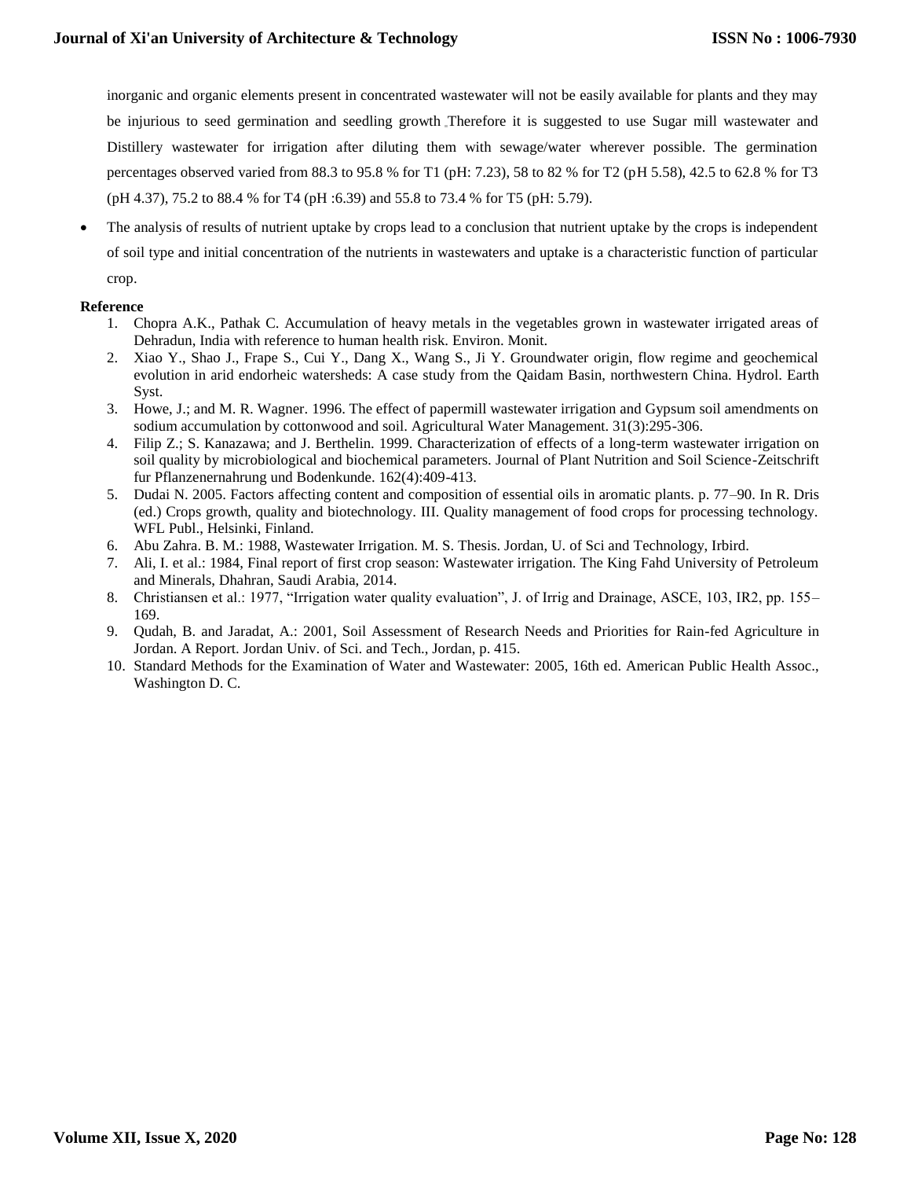inorganic and organic elements present in concentrated wastewater will not be easily available for plants and they may be injurious to seed germination and seedling growth. Therefore it is suggested to use Sugar mill wastewater and Distillery wastewater for irrigation after diluting them with sewage/water wherever possible. The germination percentages observed varied from 88.3 to 95.8 % for T1 (pH: 7.23), 58 to 82 % for T2 (pH 5.58), 42.5 to 62.8 % for T3 (pH 4.37), 75.2 to 88.4 % for T4 (pH :6.39) and 55.8 to 73.4 % for T5 (pH: 5.79).

- The analysis of results of nutrient uptake by crops lead to a conclusion that nutrient uptake by the crops is independent of soil type and initial concentration of the nutrients in wastewaters and uptake is a characteristic function of particular crop.

**Reference**

1. Chopra A.K., Pathak C. Accumulation of heavy metals in the vegetables grown in wastewater irrigated areas of Dehradun, India with reference to human health risk. Environ. Monit.
2. Xiao Y., Shao J., Frape S., Cui Y., Dang X., Wang S., Ji Y. Groundwater origin, flow regime and geochemical evolution in arid endorheic watersheds: A case study from the Qaidam Basin, northwestern China. Hydrol. Earth Syst.
3. Howe, J.; and M. R. Wagner. 1996. The effect of papermill wastewater irrigation and Gypsum soil amendments on sodium accumulation by cottonwood and soil. Agricultural Water Management. 31(3):295-306.
4. Filip Z.; S. Kanazawa; and J. Berthelin. 1999. Characterization of effects of a long-term wastewater irrigation on soil quality by microbiological and biochemical parameters. Journal of Plant Nutrition and Soil Science-Zeitschrift fur Pflanzenernahrung und Bodenkunde. 162(4):409-413.
5. Dudai N. 2005. Factors affecting content and composition of essential oils in aromatic plants. p. 77–90. In R. Dris (ed.) Crops growth, quality and biotechnology. III. Quality management of food crops for processing technology. WFL Publ., Helsinki, Finland.
6. Abu Zahra. B. M.: 1988, Wastewater Irrigation. M. S. Thesis. Jordan, U. of Sci and Technology, Irbird.
7. Ali, I. et al.: 1984, Final report of first crop season: Wastewater irrigation. The King Fahd University of Petroleum and Minerals, Dhahran, Saudi Arabia, 2014.
8. Christiansen et al.: 1977, "Irrigation water quality evaluation", J. of Irrig and Drainage, ASCE, 103, IR2, pp. 155–169.
9. Qudah, B. and Jaradat, A.: 2001, Soil Assessment of Research Needs and Priorities for Rain-fed Agriculture in Jordan. A Report. Jordan Univ. of Sci. and Tech., Jordan, p. 415.
10. Standard Methods for the Examination of Water and Wastewater: 2005, 16th ed. American Public Health Assoc., Washington D. C.